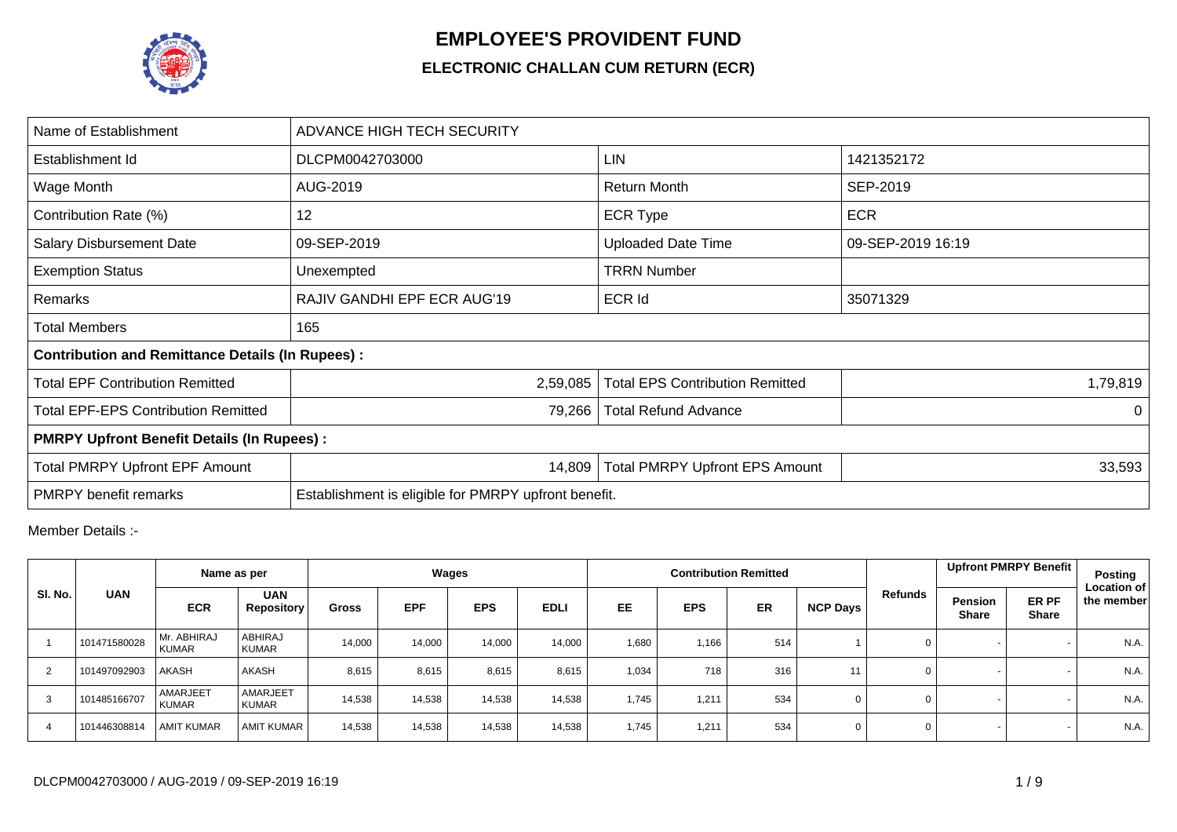# EMPLOYEE'S PROVIDENT FUND

## ELECTRONIC CHALLAN CUM RETURN (ECR)

| Name of Establishment | ADVANCE HIGH TECH SECURITY | | |
|---|---|---|---|
| Establishment Id | DLCPM0042703000 | LIN | 1421352172 |
| Wage Month | AUG-2019 | Return Month | SEP-2019 |
| Contribution Rate (%) | 12 | ECR Type | ECR |
| Salary Disbursement Date | 09-SEP-2019 | Uploaded Date Time | 09-SEP-2019 16:19 |
| Exemption Status | Unexempted | TRRN Number | |
| Remarks | RAJIV GANDHI EPF ECR AUG'19 | ECR Id | 35071329 |
| Total Members | 165 | | |
| **Contribution and Remittance Details (In Rupees) :** | | | |
| Total EPF Contribution Remitted | 2,59,085 | Total EPS Contribution Remitted | 1,79,819 |
| Total EPF-EPS Contribution Remitted | 79,266 | Total Refund Advance | 0 |
| **PMRPY Upfront Benefit Details (In Rupees) :** | | | |
| Total PMRPY Upfront EPF Amount | 14,809 | Total PMRPY Upfront EPS Amount | 33,593 |
| PMRPY benefit remarks | Establishment is eligible for PMRPY upfront benefit. | | |

Member Details :-

| Sl. No. | UAN | Name as per | | Wages | | | | Contribution Remitted | | | | Refunds | Upfront PMRPY Benefit | | Posting Location of the member |
|---|---|---|---|---|---|---|---|---|---|---|---|---|---|---|---|
| | | ECR | UAN Repository | Gross | EPF | EPS | EDLI | EE | EPS | ER | NCP Days | | Pension Share | ER PF Share | |
| 1 | 101471580028 | Mr. ABHIRAJ KUMAR | ABHIRAJ KUMAR | 14,000 | 14,000 | 14,000 | 14,000 | 1,680 | 1,166 | 514 | 1 | 0 | - | - | N.A. |
| 2 | 101497092903 | AKASH | AKASH | 8,615 | 8,615 | 8,615 | 8,615 | 1,034 | 718 | 316 | 11 | 0 | - | - | N.A. |
| 3 | 101485166707 | AMARJEET KUMAR | AMARJEET KUMAR | 14,538 | 14,538 | 14,538 | 14,538 | 1,745 | 1,211 | 534 | 0 | 0 | - | - | N.A. |
| 4 | 101446308814 | AMIT KUMAR | AMIT KUMAR | 14,538 | 14,538 | 14,538 | 14,538 | 1,745 | 1,211 | 534 | 0 | 0 | - | - | N.A. |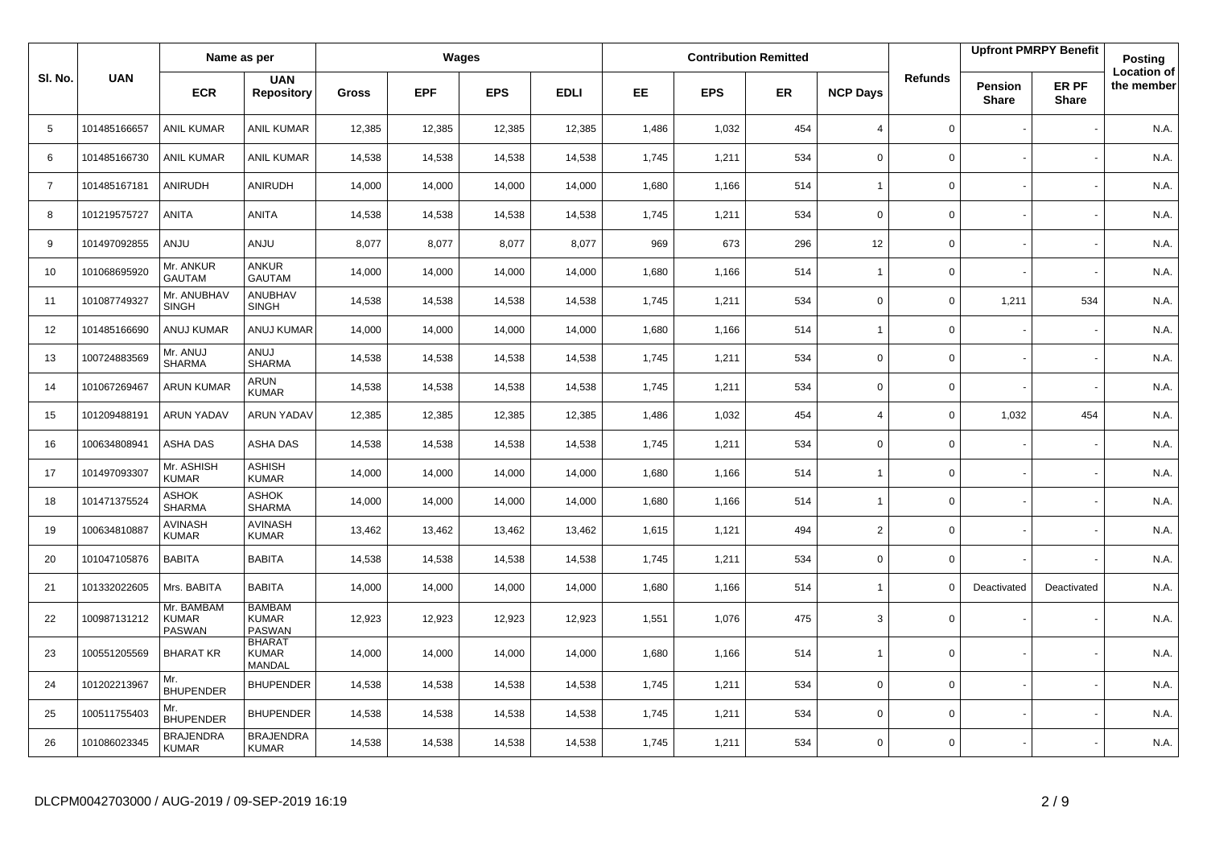| Sl. No. | UAN | Name as per | | Wages | | | | Contribution Remitted | | | | Refunds | Upfront PMRPY Benefit | | Posting Location of the member |
|---|---|---|---|---|---|---|---|---|---|---|---|---|---|---|---|
| | | ECR | UAN Repository | Gross | EPF | EPS | EDLI | EE | EPS | ER | NCP Days | | Pension Share | ER PF Share | |
| 5 | 101485166657 | ANIL KUMAR | ANIL KUMAR | 12,385 | 12,385 | 12,385 | 12,385 | 1,486 | 1,032 | 454 | 4 | 0 | - | - | N.A. |
| 6 | 101485166730 | ANIL KUMAR | ANIL KUMAR | 14,538 | 14,538 | 14,538 | 14,538 | 1,745 | 1,211 | 534 | 0 | 0 | - | - | N.A. |
| 7 | 101485167181 | ANIRUDH | ANIRUDH | 14,000 | 14,000 | 14,000 | 14,000 | 1,680 | 1,166 | 514 | 1 | 0 | - | - | N.A. |
| 8 | 101219575727 | ANITA | ANITA | 14,538 | 14,538 | 14,538 | 14,538 | 1,745 | 1,211 | 534 | 0 | 0 | - | - | N.A. |
| 9 | 101497092855 | ANJU | ANJU | 8,077 | 8,077 | 8,077 | 8,077 | 969 | 673 | 296 | 12 | 0 | - | - | N.A. |
| 10 | 101068695920 | Mr. ANKUR GAUTAM | ANKUR GAUTAM | 14,000 | 14,000 | 14,000 | 14,000 | 1,680 | 1,166 | 514 | 1 | 0 | - | - | N.A. |
| 11 | 101087749327 | Mr. ANUBHAV SINGH | ANUBHAV SINGH | 14,538 | 14,538 | 14,538 | 14,538 | 1,745 | 1,211 | 534 | 0 | 0 | 1,211 | 534 | N.A. |
| 12 | 101485166690 | ANUJ KUMAR | ANUJ KUMAR | 14,000 | 14,000 | 14,000 | 14,000 | 1,680 | 1,166 | 514 | 1 | 0 | - | - | N.A. |
| 13 | 100724883569 | Mr. ANUJ SHARMA | ANUJ SHARMA | 14,538 | 14,538 | 14,538 | 14,538 | 1,745 | 1,211 | 534 | 0 | 0 | - | - | N.A. |
| 14 | 101067269467 | ARUN KUMAR | ARUN KUMAR | 14,538 | 14,538 | 14,538 | 14,538 | 1,745 | 1,211 | 534 | 0 | 0 | - | - | N.A. |
| 15 | 101209488191 | ARUN YADAV | ARUN YADAV | 12,385 | 12,385 | 12,385 | 12,385 | 1,486 | 1,032 | 454 | 4 | 0 | 1,032 | 454 | N.A. |
| 16 | 100634808941 | ASHA DAS | ASHA DAS | 14,538 | 14,538 | 14,538 | 14,538 | 1,745 | 1,211 | 534 | 0 | 0 | - | - | N.A. |
| 17 | 101497093307 | Mr. ASHISH KUMAR | ASHISH KUMAR | 14,000 | 14,000 | 14,000 | 14,000 | 1,680 | 1,166 | 514 | 1 | 0 | - | - | N.A. |
| 18 | 101471375524 | ASHOK SHARMA | ASHOK SHARMA | 14,000 | 14,000 | 14,000 | 14,000 | 1,680 | 1,166 | 514 | 1 | 0 | - | - | N.A. |
| 19 | 100634810887 | AVINASH KUMAR | AVINASH KUMAR | 13,462 | 13,462 | 13,462 | 13,462 | 1,615 | 1,121 | 494 | 2 | 0 | - | - | N.A. |
| 20 | 101047105876 | BABITA | BABITA | 14,538 | 14,538 | 14,538 | 14,538 | 1,745 | 1,211 | 534 | 0 | 0 | - | - | N.A. |
| 21 | 101332022605 | Mrs. BABITA | BABITA | 14,000 | 14,000 | 14,000 | 14,000 | 1,680 | 1,166 | 514 | 1 | 0 | Deactivated | Deactivated | N.A. |
| 22 | 100987131212 | Mr. BAMBAM KUMAR PASWAN | BAMBAM KUMAR PASWAN | 12,923 | 12,923 | 12,923 | 12,923 | 1,551 | 1,076 | 475 | 3 | 0 | - | - | N.A. |
| 23 | 100551205569 | BHARAT KR | BHARAT KUMAR MANDAL | 14,000 | 14,000 | 14,000 | 14,000 | 1,680 | 1,166 | 514 | 1 | 0 | - | - | N.A. |
| 24 | 101202213967 | Mr. BHUPENDER | BHUPENDER | 14,538 | 14,538 | 14,538 | 14,538 | 1,745 | 1,211 | 534 | 0 | 0 | - | - | N.A. |
| 25 | 100511755403 | Mr. BHUPENDER | BHUPENDER | 14,538 | 14,538 | 14,538 | 14,538 | 1,745 | 1,211 | 534 | 0 | 0 | - | - | N.A. |
| 26 | 101086023345 | BRAJENDRA KUMAR | BRAJENDRA KUMAR | 14,538 | 14,538 | 14,538 | 14,538 | 1,745 | 1,211 | 534 | 0 | 0 | - | - | N.A. |

DLCPM0042703000 / AUG-2019 / 09-SEP-2019 16:19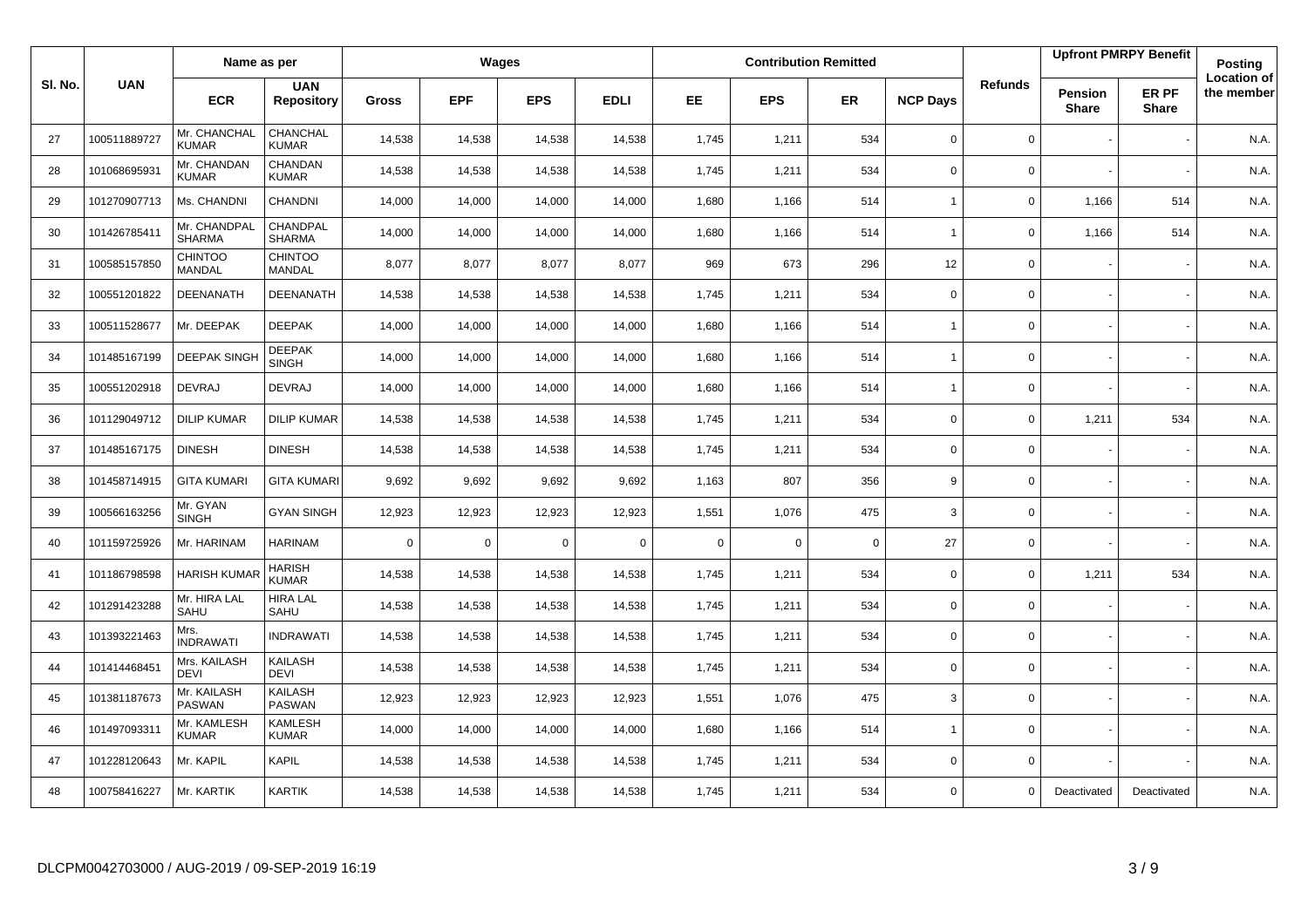| Sl. No. | UAN | Name as per | | Wages | | | | Contribution Remitted | | | | Refunds | Upfront PMRPY Benefit | | Posting Location of the member |
|---|---|---|---|---|---|---|---|---|---|---|---|---|---|---|---|
| | | ECR | UAN Repository | Gross | EPF | EPS | EDLI | EE | EPS | ER | NCP Days | | Pension Share | ER PF Share | |
| 27 | 100511889727 | Mr. CHANCHAL KUMAR | CHANCHAL KUMAR | 14,538 | 14,538 | 14,538 | 14,538 | 1,745 | 1,211 | 534 | 0 | 0 | - | - | N.A. |
| 28 | 101068695931 | Mr. CHANDAN KUMAR | CHANDAN KUMAR | 14,538 | 14,538 | 14,538 | 14,538 | 1,745 | 1,211 | 534 | 0 | 0 | - | - | N.A. |
| 29 | 101270907713 | Ms. CHANDNI | CHANDNI | 14,000 | 14,000 | 14,000 | 14,000 | 1,680 | 1,166 | 514 | 1 | 0 | 1,166 | 514 | N.A. |
| 30 | 101426785411 | Mr. CHANDPAL SHARMA | CHANDPAL SHARMA | 14,000 | 14,000 | 14,000 | 14,000 | 1,680 | 1,166 | 514 | 1 | 0 | 1,166 | 514 | N.A. |
| 31 | 100585157850 | CHINTOO MANDAL | CHINTOO MANDAL | 8,077 | 8,077 | 8,077 | 8,077 | 969 | 673 | 296 | 12 | 0 | - | - | N.A. |
| 32 | 100551201822 | DEENANATH | DEENANATH | 14,538 | 14,538 | 14,538 | 14,538 | 1,745 | 1,211 | 534 | 0 | 0 | - | - | N.A. |
| 33 | 100511528677 | Mr. DEEPAK | DEEPAK | 14,000 | 14,000 | 14,000 | 14,000 | 1,680 | 1,166 | 514 | 1 | 0 | - | - | N.A. |
| 34 | 101485167199 | DEEPAK SINGH | DEEPAK SINGH | 14,000 | 14,000 | 14,000 | 14,000 | 1,680 | 1,166 | 514 | 1 | 0 | - | - | N.A. |
| 35 | 100551202918 | DEVRAJ | DEVRAJ | 14,000 | 14,000 | 14,000 | 14,000 | 1,680 | 1,166 | 514 | 1 | 0 | - | - | N.A. |
| 36 | 101129049712 | DILIP KUMAR | DILIP KUMAR | 14,538 | 14,538 | 14,538 | 14,538 | 1,745 | 1,211 | 534 | 0 | 0 | 1,211 | 534 | N.A. |
| 37 | 101485167175 | DINESH | DINESH | 14,538 | 14,538 | 14,538 | 14,538 | 1,745 | 1,211 | 534 | 0 | 0 | - | - | N.A. |
| 38 | 101458714915 | GITA KUMARI | GITA KUMARI | 9,692 | 9,692 | 9,692 | 9,692 | 1,163 | 807 | 356 | 9 | 0 | - | - | N.A. |
| 39 | 100566163256 | Mr. GYAN SINGH | GYAN SINGH | 12,923 | 12,923 | 12,923 | 12,923 | 1,551 | 1,076 | 475 | 3 | 0 | - | - | N.A. |
| 40 | 101159725926 | Mr. HARINAM | HARINAM | 0 | 0 | 0 | 0 | 0 | 0 | 0 | 27 | 0 | - | - | N.A. |
| 41 | 101186798598 | HARISH KUMAR | HARISH KUMAR | 14,538 | 14,538 | 14,538 | 14,538 | 1,745 | 1,211 | 534 | 0 | 0 | 1,211 | 534 | N.A. |
| 42 | 101291423288 | Mr. HIRA LAL SAHU | HIRA LAL SAHU | 14,538 | 14,538 | 14,538 | 14,538 | 1,745 | 1,211 | 534 | 0 | 0 | - | - | N.A. |
| 43 | 101393221463 | Mrs. INDRAWATI | INDRAWATI | 14,538 | 14,538 | 14,538 | 14,538 | 1,745 | 1,211 | 534 | 0 | 0 | - | - | N.A. |
| 44 | 101414468451 | Mrs. KAILASH DEVI | KAILASH DEVI | 14,538 | 14,538 | 14,538 | 14,538 | 1,745 | 1,211 | 534 | 0 | 0 | - | - | N.A. |
| 45 | 101381187673 | Mr. KAILASH PASWAN | KAILASH PASWAN | 12,923 | 12,923 | 12,923 | 12,923 | 1,551 | 1,076 | 475 | 3 | 0 | - | - | N.A. |
| 46 | 101497093311 | Mr. KAMLESH KUMAR | KAMLESH KUMAR | 14,000 | 14,000 | 14,000 | 14,000 | 1,680 | 1,166 | 514 | 1 | 0 | - | - | N.A. |
| 47 | 101228120643 | Mr. KAPIL | KAPIL | 14,538 | 14,538 | 14,538 | 14,538 | 1,745 | 1,211 | 534 | 0 | 0 | - | - | N.A. |
| 48 | 100758416227 | Mr. KARTIK | KARTIK | 14,538 | 14,538 | 14,538 | 14,538 | 1,745 | 1,211 | 534 | 0 | 0 | Deactivated | Deactivated | N.A. |

DLCPM0042703000 / AUG-2019 / 09-SEP-2019 16:19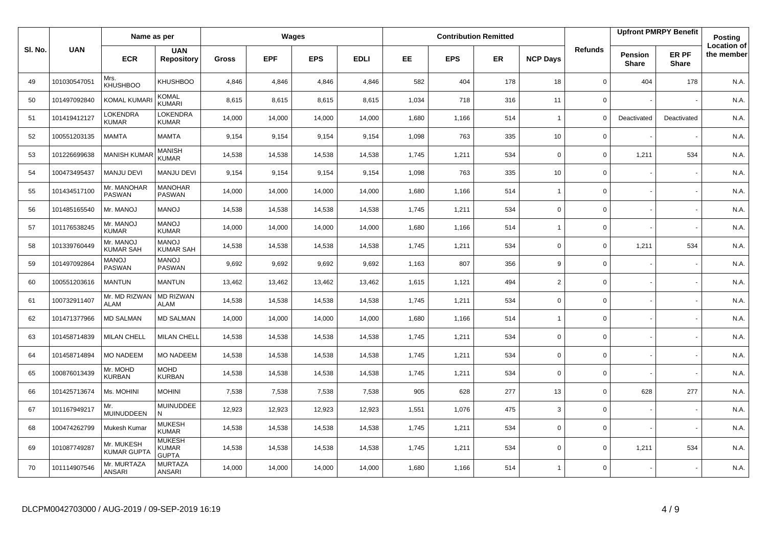| Sl. No. | UAN | Name as per | | Wages | | | | Contribution Remitted | | | | Refunds | Upfront PMRPY Benefit | | Posting Location of the member |
|---|---|---|---|---|---|---|---|---|---|---|---|---|---|---|---|
| | | ECR | UAN Repository | Gross | EPF | EPS | EDLI | EE | EPS | ER | NCP Days | | Pension Share | ER PF Share | |
| 49 | 101030547051 | Mrs. KHUSHBOO | KHUSHBOO | 4,846 | 4,846 | 4,846 | 4,846 | 582 | 404 | 178 | 18 | 0 | 404 | 178 | N.A. |
| 50 | 101497092840 | KOMAL KUMARI | KOMAL KUMARI | 8,615 | 8,615 | 8,615 | 8,615 | 1,034 | 718 | 316 | 11 | 0 | - | - | N.A. |
| 51 | 101419412127 | LOKENDRA KUMAR | LOKENDRA KUMAR | 14,000 | 14,000 | 14,000 | 14,000 | 1,680 | 1,166 | 514 | 1 | 0 | Deactivated | Deactivated | N.A. |
| 52 | 100551203135 | MAMTA | MAMTA | 9,154 | 9,154 | 9,154 | 9,154 | 1,098 | 763 | 335 | 10 | 0 | - | - | N.A. |
| 53 | 101226699638 | MANISH KUMAR | MANISH KUMAR | 14,538 | 14,538 | 14,538 | 14,538 | 1,745 | 1,211 | 534 | 0 | 0 | 1,211 | 534 | N.A. |
| 54 | 100473495437 | MANJU DEVI | MANJU DEVI | 9,154 | 9,154 | 9,154 | 9,154 | 1,098 | 763 | 335 | 10 | 0 | - | - | N.A. |
| 55 | 101434517100 | Mr. MANOHAR PASWAN | MANOHAR PASWAN | 14,000 | 14,000 | 14,000 | 14,000 | 1,680 | 1,166 | 514 | 1 | 0 | - | - | N.A. |
| 56 | 101485165540 | Mr. MANOJ | MANOJ | 14,538 | 14,538 | 14,538 | 14,538 | 1,745 | 1,211 | 534 | 0 | 0 | - | - | N.A. |
| 57 | 101176538245 | Mr. MANOJ KUMAR | MANOJ KUMAR | 14,000 | 14,000 | 14,000 | 14,000 | 1,680 | 1,166 | 514 | 1 | 0 | - | - | N.A. |
| 58 | 101339760449 | Mr. MANOJ KUMAR SAH | MANOJ KUMAR SAH | 14,538 | 14,538 | 14,538 | 14,538 | 1,745 | 1,211 | 534 | 0 | 0 | 1,211 | 534 | N.A. |
| 59 | 101497092864 | MANOJ PASWAN | MANOJ PASWAN | 9,692 | 9,692 | 9,692 | 9,692 | 1,163 | 807 | 356 | 9 | 0 | - | - | N.A. |
| 60 | 100551203616 | MANTUN | MANTUN | 13,462 | 13,462 | 13,462 | 13,462 | 1,615 | 1,121 | 494 | 2 | 0 | - | - | N.A. |
| 61 | 100732911407 | Mr. MD RIZWAN ALAM | MD RIZWAN ALAM | 14,538 | 14,538 | 14,538 | 14,538 | 1,745 | 1,211 | 534 | 0 | 0 | - | - | N.A. |
| 62 | 101471377966 | MD SALMAN | MD SALMAN | 14,000 | 14,000 | 14,000 | 14,000 | 1,680 | 1,166 | 514 | 1 | 0 | - | - | N.A. |
| 63 | 101458714839 | MILAN CHELL | MILAN CHELL | 14,538 | 14,538 | 14,538 | 14,538 | 1,745 | 1,211 | 534 | 0 | 0 | - | - | N.A. |
| 64 | 101458714894 | MO NADEEM | MO NADEEM | 14,538 | 14,538 | 14,538 | 14,538 | 1,745 | 1,211 | 534 | 0 | 0 | - | - | N.A. |
| 65 | 100876013439 | Mr. MOHD KURBAN | MOHD KURBAN | 14,538 | 14,538 | 14,538 | 14,538 | 1,745 | 1,211 | 534 | 0 | 0 | - | - | N.A. |
| 66 | 101425713674 | Ms. MOHINI | MOHINI | 7,538 | 7,538 | 7,538 | 7,538 | 905 | 628 | 277 | 13 | 0 | 628 | 277 | N.A. |
| 67 | 101167949217 | Mr. MUINUDDEEN | MUINUDDEE N | 12,923 | 12,923 | 12,923 | 12,923 | 1,551 | 1,076 | 475 | 3 | 0 | - | - | N.A. |
| 68 | 100474262799 | Mukesh Kumar | MUKESH KUMAR | 14,538 | 14,538 | 14,538 | 14,538 | 1,745 | 1,211 | 534 | 0 | 0 | - | - | N.A. |
| 69 | 101087749287 | Mr. MUKESH KUMAR GUPTA | MUKESH KUMAR GUPTA | 14,538 | 14,538 | 14,538 | 14,538 | 1,745 | 1,211 | 534 | 0 | 0 | 1,211 | 534 | N.A. |
| 70 | 101114907546 | Mr. MURTAZA ANSARI | MURTAZA ANSARI | 14,000 | 14,000 | 14,000 | 14,000 | 1,680 | 1,166 | 514 | 1 | 0 | - | - | N.A. |

DLCPM0042703000 / AUG-2019 / 09-SEP-2019 16:19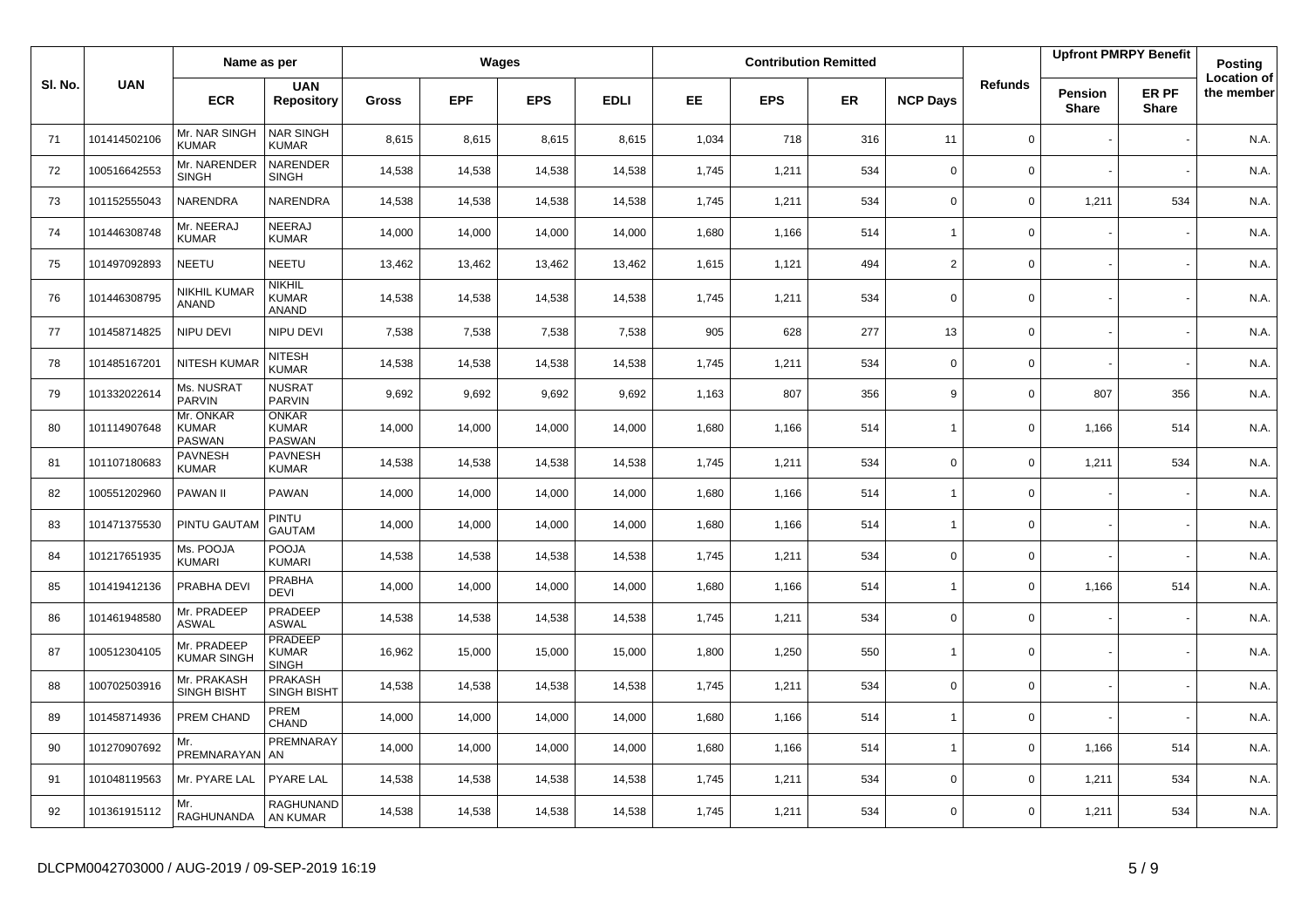| Sl. No. | UAN | Name as per | | Wages | | | | Contribution Remitted | | | | Refunds | Upfront PMRPY Benefit | | Posting Location of the member |
|---|---|---|---|---|---|---|---|---|---|---|---|---|---|---|---|
| | | ECR | UAN Repository | Gross | EPF | EPS | EDLI | EE | EPS | ER | NCP Days | | Pension Share | ER PF Share | |
| 71 | 101414502106 | Mr. NAR SINGH KUMAR | NAR SINGH KUMAR | 8,615 | 8,615 | 8,615 | 8,615 | 1,034 | 718 | 316 | 11 | 0 | - | - | N.A. |
| 72 | 100516642553 | Mr. NARENDER SINGH | NARENDER SINGH | 14,538 | 14,538 | 14,538 | 14,538 | 1,745 | 1,211 | 534 | 0 | 0 | - | - | N.A. |
| 73 | 101152555043 | NARENDRA | NARENDRA | 14,538 | 14,538 | 14,538 | 14,538 | 1,745 | 1,211 | 534 | 0 | 0 | 1,211 | 534 | N.A. |
| 74 | 101446308748 | Mr. NEERAJ KUMAR | NEERAJ KUMAR | 14,000 | 14,000 | 14,000 | 14,000 | 1,680 | 1,166 | 514 | 1 | 0 | - | - | N.A. |
| 75 | 101497092893 | NEETU | NEETU | 13,462 | 13,462 | 13,462 | 13,462 | 1,615 | 1,121 | 494 | 2 | 0 | - | - | N.A. |
| 76 | 101446308795 | NIKHIL KUMAR ANAND | NIKHIL KUMAR ANAND | 14,538 | 14,538 | 14,538 | 14,538 | 1,745 | 1,211 | 534 | 0 | 0 | - | - | N.A. |
| 77 | 101458714825 | NIPU DEVI | NIPU DEVI | 7,538 | 7,538 | 7,538 | 7,538 | 905 | 628 | 277 | 13 | 0 | - | - | N.A. |
| 78 | 101485167201 | NITESH KUMAR | NITESH KUMAR | 14,538 | 14,538 | 14,538 | 14,538 | 1,745 | 1,211 | 534 | 0 | 0 | - | - | N.A. |
| 79 | 101332022614 | Ms. NUSRAT PARVIN | NUSRAT PARVIN | 9,692 | 9,692 | 9,692 | 9,692 | 1,163 | 807 | 356 | 9 | 0 | 807 | 356 | N.A. |
| 80 | 101114907648 | Mr. ONKAR KUMAR PASWAN | ONKAR KUMAR PASWAN | 14,000 | 14,000 | 14,000 | 14,000 | 1,680 | 1,166 | 514 | 1 | 0 | 1,166 | 514 | N.A. |
| 81 | 101107180683 | PAVNESH KUMAR | PAVNESH KUMAR | 14,538 | 14,538 | 14,538 | 14,538 | 1,745 | 1,211 | 534 | 0 | 0 | 1,211 | 534 | N.A. |
| 82 | 100551202960 | PAWAN II | PAWAN | 14,000 | 14,000 | 14,000 | 14,000 | 1,680 | 1,166 | 514 | 1 | 0 | - | - | N.A. |
| 83 | 101471375530 | PINTU GAUTAM | PINTU GAUTAM | 14,000 | 14,000 | 14,000 | 14,000 | 1,680 | 1,166 | 514 | 1 | 0 | - | - | N.A. |
| 84 | 101217651935 | Ms. POOJA KUMARI | POOJA KUMARI | 14,538 | 14,538 | 14,538 | 14,538 | 1,745 | 1,211 | 534 | 0 | 0 | - | - | N.A. |
| 85 | 101419412136 | PRABHA DEVI | PRABHA DEVI | 14,000 | 14,000 | 14,000 | 14,000 | 1,680 | 1,166 | 514 | 1 | 0 | 1,166 | 514 | N.A. |
| 86 | 101461948580 | Mr. PRADEEP ASWAL | PRADEEP ASWAL | 14,538 | 14,538 | 14,538 | 14,538 | 1,745 | 1,211 | 534 | 0 | 0 | - | - | N.A. |
| 87 | 100512304105 | Mr. PRADEEP KUMAR SINGH | PRADEEP KUMAR SINGH | 16,962 | 15,000 | 15,000 | 15,000 | 1,800 | 1,250 | 550 | 1 | 0 | - | - | N.A. |
| 88 | 100702503916 | Mr. PRAKASH SINGH BISHT | PRAKASH SINGH BISHT | 14,538 | 14,538 | 14,538 | 14,538 | 1,745 | 1,211 | 534 | 0 | 0 | - | - | N.A. |
| 89 | 101458714936 | PREM CHAND | PREM CHAND | 14,000 | 14,000 | 14,000 | 14,000 | 1,680 | 1,166 | 514 | 1 | 0 | - | - | N.A. |
| 90 | 101270907692 | Mr. PREMNARAYAN | PREMNARAYAN | 14,000 | 14,000 | 14,000 | 14,000 | 1,680 | 1,166 | 514 | 1 | 0 | 1,166 | 514 | N.A. |
| 91 | 101048119563 | Mr. PYARE LAL | PYARE LAL | 14,538 | 14,538 | 14,538 | 14,538 | 1,745 | 1,211 | 534 | 0 | 0 | 1,211 | 534 | N.A. |
| 92 | 101361915112 | Mr. RAGHUNANDA | RAGHUNANDAN KUMAR | 14,538 | 14,538 | 14,538 | 14,538 | 1,745 | 1,211 | 534 | 0 | 0 | 1,211 | 534 | N.A. |

DLCPM0042703000 / AUG-2019 / 09-SEP-2019 16:19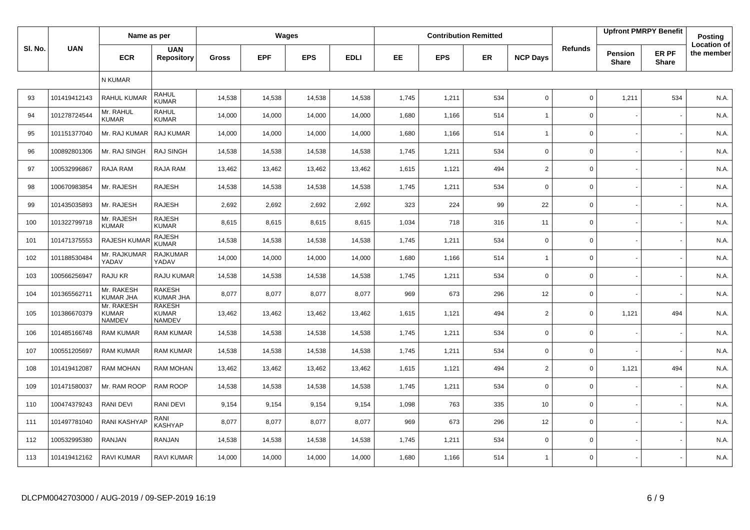| Sl. No. | UAN | Name as per | | Wages | | | | Contribution Remitted | | | | Refunds | Upfront PMRPY Benefit | | Posting Location of the member |
|---|---|---|---|---|---|---|---|---|---|---|---|---|---|---|---|
| | | ECR | UAN Repository | Gross | EPF | EPS | EDLI | EE | EPS | ER | NCP Days | | Pension Share | ER PF Share | |
| | | N KUMAR | | | | | | | | | | | | | |
| 93 | 101419412143 | RAHUL KUMAR | RAHUL KUMAR | 14,538 | 14,538 | 14,538 | 14,538 | 1,745 | 1,211 | 534 | 0 | 0 | 1,211 | 534 | N.A. |
| 94 | 101278724544 | Mr. RAHUL KUMAR | RAHUL KUMAR | 14,000 | 14,000 | 14,000 | 14,000 | 1,680 | 1,166 | 514 | 1 | 0 | - | - | N.A. |
| 95 | 101151377040 | Mr. RAJ KUMAR | RAJ KUMAR | 14,000 | 14,000 | 14,000 | 14,000 | 1,680 | 1,166 | 514 | 1 | 0 | - | - | N.A. |
| 96 | 100892801306 | Mr. RAJ SINGH | RAJ SINGH | 14,538 | 14,538 | 14,538 | 14,538 | 1,745 | 1,211 | 534 | 0 | 0 | - | - | N.A. |
| 97 | 100532996867 | RAJA RAM | RAJA RAM | 13,462 | 13,462 | 13,462 | 13,462 | 1,615 | 1,121 | 494 | 2 | 0 | - | - | N.A. |
| 98 | 100670983854 | Mr. RAJESH | RAJESH | 14,538 | 14,538 | 14,538 | 14,538 | 1,745 | 1,211 | 534 | 0 | 0 | - | - | N.A. |
| 99 | 101435035893 | Mr. RAJESH | RAJESH | 2,692 | 2,692 | 2,692 | 2,692 | 323 | 224 | 99 | 22 | 0 | - | - | N.A. |
| 100 | 101322799718 | Mr. RAJESH KUMAR | RAJESH KUMAR | 8,615 | 8,615 | 8,615 | 8,615 | 1,034 | 718 | 316 | 11 | 0 | - | - | N.A. |
| 101 | 101471375553 | RAJESH KUMAR | RAJESH KUMAR | 14,538 | 14,538 | 14,538 | 14,538 | 1,745 | 1,211 | 534 | 0 | 0 | - | - | N.A. |
| 102 | 101188530484 | Mr. RAJKUMAR YADAV | RAJKUMAR YADAV | 14,000 | 14,000 | 14,000 | 14,000 | 1,680 | 1,166 | 514 | 1 | 0 | - | - | N.A. |
| 103 | 100566256947 | RAJU KR | RAJU KUMAR | 14,538 | 14,538 | 14,538 | 14,538 | 1,745 | 1,211 | 534 | 0 | 0 | - | - | N.A. |
| 104 | 101365562711 | Mr. RAKESH KUMAR JHA | RAKESH KUMAR JHA | 8,077 | 8,077 | 8,077 | 8,077 | 969 | 673 | 296 | 12 | 0 | - | - | N.A. |
| 105 | 101386670379 | Mr. RAKESH KUMAR NAMDEV | RAKESH KUMAR NAMDEV | 13,462 | 13,462 | 13,462 | 13,462 | 1,615 | 1,121 | 494 | 2 | 0 | 1,121 | 494 | N.A. |
| 106 | 101485166748 | RAM KUMAR | RAM KUMAR | 14,538 | 14,538 | 14,538 | 14,538 | 1,745 | 1,211 | 534 | 0 | 0 | - | - | N.A. |
| 107 | 100551205697 | RAM KUMAR | RAM KUMAR | 14,538 | 14,538 | 14,538 | 14,538 | 1,745 | 1,211 | 534 | 0 | 0 | - | - | N.A. |
| 108 | 101419412087 | RAM MOHAN | RAM MOHAN | 13,462 | 13,462 | 13,462 | 13,462 | 1,615 | 1,121 | 494 | 2 | 0 | 1,121 | 494 | N.A. |
| 109 | 101471580037 | Mr. RAM ROOP | RAM ROOP | 14,538 | 14,538 | 14,538 | 14,538 | 1,745 | 1,211 | 534 | 0 | 0 | - | - | N.A. |
| 110 | 100474379243 | RANI DEVI | RANI DEVI | 9,154 | 9,154 | 9,154 | 9,154 | 1,098 | 763 | 335 | 10 | 0 | - | - | N.A. |
| 111 | 101497781040 | RANI KASHYAP | RANI KASHYAP | 8,077 | 8,077 | 8,077 | 8,077 | 969 | 673 | 296 | 12 | 0 | - | - | N.A. |
| 112 | 100532995380 | RANJAN | RANJAN | 14,538 | 14,538 | 14,538 | 14,538 | 1,745 | 1,211 | 534 | 0 | 0 | - | - | N.A. |
| 113 | 101419412162 | RAVI KUMAR | RAVI KUMAR | 14,000 | 14,000 | 14,000 | 14,000 | 1,680 | 1,166 | 514 | 1 | 0 | - | - | N.A. |

DLCPM0042703000 / AUG-2019 / 09-SEP-2019 16:19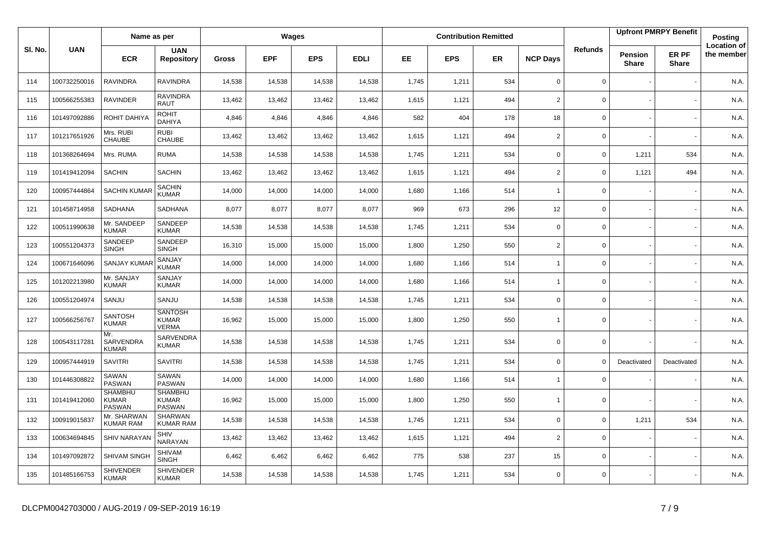| Sl. No. | UAN | Name as per | | Wages | | | | Contribution Remitted | | | | Refunds | Upfront PMRPY Benefit | | Posting Location of the member |
|---|---|---|---|---|---|---|---|---|---|---|---|---|---|---|---|
| | | ECR | UAN Repository | Gross | EPF | EPS | EDLI | EE | EPS | ER | NCP Days | | Pension Share | ER PF Share | |
| 114 | 100732250016 | RAVINDRA | RAVINDRA | 14,538 | 14,538 | 14,538 | 14,538 | 1,745 | 1,211 | 534 | 0 | 0 | - | - | N.A. |
| 115 | 100566255383 | RAVINDER | RAVINDRA RAUT | 13,462 | 13,462 | 13,462 | 13,462 | 1,615 | 1,121 | 494 | 2 | 0 | - | - | N.A. |
| 116 | 101497092886 | ROHIT DAHIYA | ROHIT DAHIYA | 4,846 | 4,846 | 4,846 | 4,846 | 582 | 404 | 178 | 18 | 0 | - | - | N.A. |
| 117 | 101217651926 | Mrs. RUBI CHAUBE | RUBI CHAUBE | 13,462 | 13,462 | 13,462 | 13,462 | 1,615 | 1,121 | 494 | 2 | 0 | - | - | N.A. |
| 118 | 101368264694 | Mrs. RUMA | RUMA | 14,538 | 14,538 | 14,538 | 14,538 | 1,745 | 1,211 | 534 | 0 | 0 | 1,211 | 534 | N.A. |
| 119 | 101419412094 | SACHIN | SACHIN | 13,462 | 13,462 | 13,462 | 13,462 | 1,615 | 1,121 | 494 | 2 | 0 | 1,121 | 494 | N.A. |
| 120 | 100957444864 | SACHIN KUMAR | SACHIN KUMAR | 14,000 | 14,000 | 14,000 | 14,000 | 1,680 | 1,166 | 514 | 1 | 0 | - | - | N.A. |
| 121 | 101458714958 | SADHANA | SADHANA | 8,077 | 8,077 | 8,077 | 8,077 | 969 | 673 | 296 | 12 | 0 | - | - | N.A. |
| 122 | 100511990638 | Mr. SANDEEP KUMAR | SANDEEP KUMAR | 14,538 | 14,538 | 14,538 | 14,538 | 1,745 | 1,211 | 534 | 0 | 0 | - | - | N.A. |
| 123 | 100551204373 | SANDEEP SINGH | SANDEEP SINGH | 16,310 | 15,000 | 15,000 | 15,000 | 1,800 | 1,250 | 550 | 2 | 0 | - | - | N.A. |
| 124 | 100671646096 | SANJAY KUMAR | SANJAY KUMAR | 14,000 | 14,000 | 14,000 | 14,000 | 1,680 | 1,166 | 514 | 1 | 0 | - | - | N.A. |
| 125 | 101202213980 | Mr. SANJAY KUMAR | SANJAY KUMAR | 14,000 | 14,000 | 14,000 | 14,000 | 1,680 | 1,166 | 514 | 1 | 0 | - | - | N.A. |
| 126 | 100551204974 | SANJU | SANJU | 14,538 | 14,538 | 14,538 | 14,538 | 1,745 | 1,211 | 534 | 0 | 0 | - | - | N.A. |
| 127 | 100566256767 | SANTOSH KUMAR | SANTOSH KUMAR VERMA | 16,962 | 15,000 | 15,000 | 15,000 | 1,800 | 1,250 | 550 | 1 | 0 | - | - | N.A. |
| 128 | 100543117281 | Mr. SARVENDRA KUMAR | SARVENDRA KUMAR | 14,538 | 14,538 | 14,538 | 14,538 | 1,745 | 1,211 | 534 | 0 | 0 | - | - | N.A. |
| 129 | 100957444919 | SAVITRI | SAVITRI | 14,538 | 14,538 | 14,538 | 14,538 | 1,745 | 1,211 | 534 | 0 | 0 | Deactivated | Deactivated | N.A. |
| 130 | 101446308822 | SAWAN PASWAN | SAWAN PASWAN | 14,000 | 14,000 | 14,000 | 14,000 | 1,680 | 1,166 | 514 | 1 | 0 | - | - | N.A. |
| 131 | 101419412060 | SHAMBHU KUMAR PASWAN | SHAMBHU KUMAR PASWAN | 16,962 | 15,000 | 15,000 | 15,000 | 1,800 | 1,250 | 550 | 1 | 0 | - | - | N.A. |
| 132 | 100919015837 | Mr. SHARWAN KUMAR RAM | SHARWAN KUMAR RAM | 14,538 | 14,538 | 14,538 | 14,538 | 1,745 | 1,211 | 534 | 0 | 0 | 1,211 | 534 | N.A. |
| 133 | 100634694845 | SHIV NARAYAN | SHIV NARAYAN | 13,462 | 13,462 | 13,462 | 13,462 | 1,615 | 1,121 | 494 | 2 | 0 | - | - | N.A. |
| 134 | 101497092872 | SHIVAM SINGH | SHIVAM SINGH | 6,462 | 6,462 | 6,462 | 6,462 | 775 | 538 | 237 | 15 | 0 | - | - | N.A. |
| 135 | 101485166753 | SHIVENDER KUMAR | SHIVENDER KUMAR | 14,538 | 14,538 | 14,538 | 14,538 | 1,745 | 1,211 | 534 | 0 | 0 | - | - | N.A. |

DLCPM0042703000 / AUG-2019 / 09-SEP-2019 16:19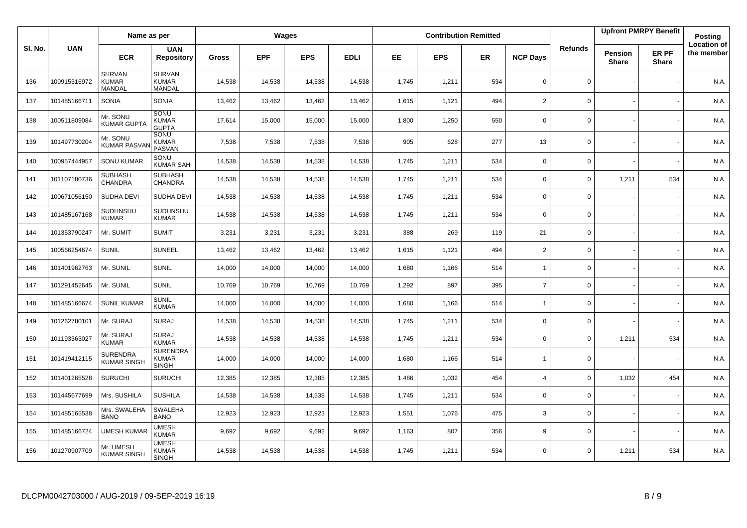| Sl. No. | UAN | Name as per | | Wages | | | | Contribution Remitted | | | | Refunds | Upfront PMRPY Benefit | | Posting Location of the member |
|---|---|---|---|---|---|---|---|---|---|---|---|---|---|---|---|
| | | ECR | UAN Repository | Gross | EPF | EPS | EDLI | EE | EPS | ER | NCP Days | | Pension Share | ER PF Share | |
| 136 | 100915316972 | SHRVAN KUMAR MANDAL | SHRVAN KUMAR MANDAL | 14,538 | 14,538 | 14,538 | 14,538 | 1,745 | 1,211 | 534 | 0 | 0 | - | - | N.A. |
| 137 | 101485166711 | SONIA | SONIA | 13,462 | 13,462 | 13,462 | 13,462 | 1,615 | 1,121 | 494 | 2 | 0 | - | - | N.A. |
| 138 | 100511809084 | Mr. SONU KUMAR GUPTA | SONU KUMAR GUPTA | 17,614 | 15,000 | 15,000 | 15,000 | 1,800 | 1,250 | 550 | 0 | 0 | - | - | N.A. |
| 139 | 101497730204 | Mr. SONU KUMAR PASVAN | SONU KUMAR PASVAN | 7,538 | 7,538 | 7,538 | 7,538 | 905 | 628 | 277 | 13 | 0 | - | - | N.A. |
| 140 | 100957444957 | SONU KUMAR | SONU KUMAR SAH | 14,538 | 14,538 | 14,538 | 14,538 | 1,745 | 1,211 | 534 | 0 | 0 | - | - | N.A. |
| 141 | 101107180736 | SUBHASH CHANDRA | SUBHASH CHANDRA | 14,538 | 14,538 | 14,538 | 14,538 | 1,745 | 1,211 | 534 | 0 | 0 | 1,211 | 534 | N.A. |
| 142 | 100671056150 | SUDHA DEVI | SUDHA DEVI | 14,538 | 14,538 | 14,538 | 14,538 | 1,745 | 1,211 | 534 | 0 | 0 | - | - | N.A. |
| 143 | 101485167168 | SUDHNSHU KUMAR | SUDHNSHU KUMAR | 14,538 | 14,538 | 14,538 | 14,538 | 1,745 | 1,211 | 534 | 0 | 0 | - | - | N.A. |
| 144 | 101353790247 | Mr. SUMIT | SUMIT | 3,231 | 3,231 | 3,231 | 3,231 | 388 | 269 | 119 | 21 | 0 | - | - | N.A. |
| 145 | 100566254674 | SUNIL | SUNEEL | 13,462 | 13,462 | 13,462 | 13,462 | 1,615 | 1,121 | 494 | 2 | 0 | - | - | N.A. |
| 146 | 101401962763 | Mr. SUNIL | SUNIL | 14,000 | 14,000 | 14,000 | 14,000 | 1,680 | 1,166 | 514 | 1 | 0 | - | - | N.A. |
| 147 | 101291452645 | Mr. SUNIL | SUNIL | 10,769 | 10,769 | 10,769 | 10,769 | 1,292 | 897 | 395 | 7 | 0 | - | - | N.A. |
| 148 | 101485166674 | SUNIL KUMAR | SUNIL KUMAR | 14,000 | 14,000 | 14,000 | 14,000 | 1,680 | 1,166 | 514 | 1 | 0 | - | - | N.A. |
| 149 | 101262780101 | Mr. SURAJ | SURAJ | 14,538 | 14,538 | 14,538 | 14,538 | 1,745 | 1,211 | 534 | 0 | 0 | - | - | N.A. |
| 150 | 101193363027 | Mr. SURAJ KUMAR | SURAJ KUMAR | 14,538 | 14,538 | 14,538 | 14,538 | 1,745 | 1,211 | 534 | 0 | 0 | 1,211 | 534 | N.A. |
| 151 | 101419412115 | SURENDRA KUMAR SINGH | SURENDRA KUMAR SINGH | 14,000 | 14,000 | 14,000 | 14,000 | 1,680 | 1,166 | 514 | 1 | 0 | - | - | N.A. |
| 152 | 101401265528 | SURUCHI | SURUCHI | 12,385 | 12,385 | 12,385 | 12,385 | 1,486 | 1,032 | 454 | 4 | 0 | 1,032 | 454 | N.A. |
| 153 | 101445677699 | Mrs. SUSHILA | SUSHILA | 14,538 | 14,538 | 14,538 | 14,538 | 1,745 | 1,211 | 534 | 0 | 0 | - | - | N.A. |
| 154 | 101485165538 | Mrs. SWALEHA BANO | SWALEHA BANO | 12,923 | 12,923 | 12,923 | 12,923 | 1,551 | 1,076 | 475 | 3 | 0 | - | - | N.A. |
| 155 | 101485166724 | UMESH KUMAR | UMESH KUMAR | 9,692 | 9,692 | 9,692 | 9,692 | 1,163 | 807 | 356 | 9 | 0 | - | - | N.A. |
| 156 | 101270907709 | Mr. UMESH KUMAR SINGH | UMESH KUMAR SINGH | 14,538 | 14,538 | 14,538 | 14,538 | 1,745 | 1,211 | 534 | 0 | 0 | 1,211 | 534 | N.A. |

DLCPM0042703000 / AUG-2019 / 09-SEP-2019 16:19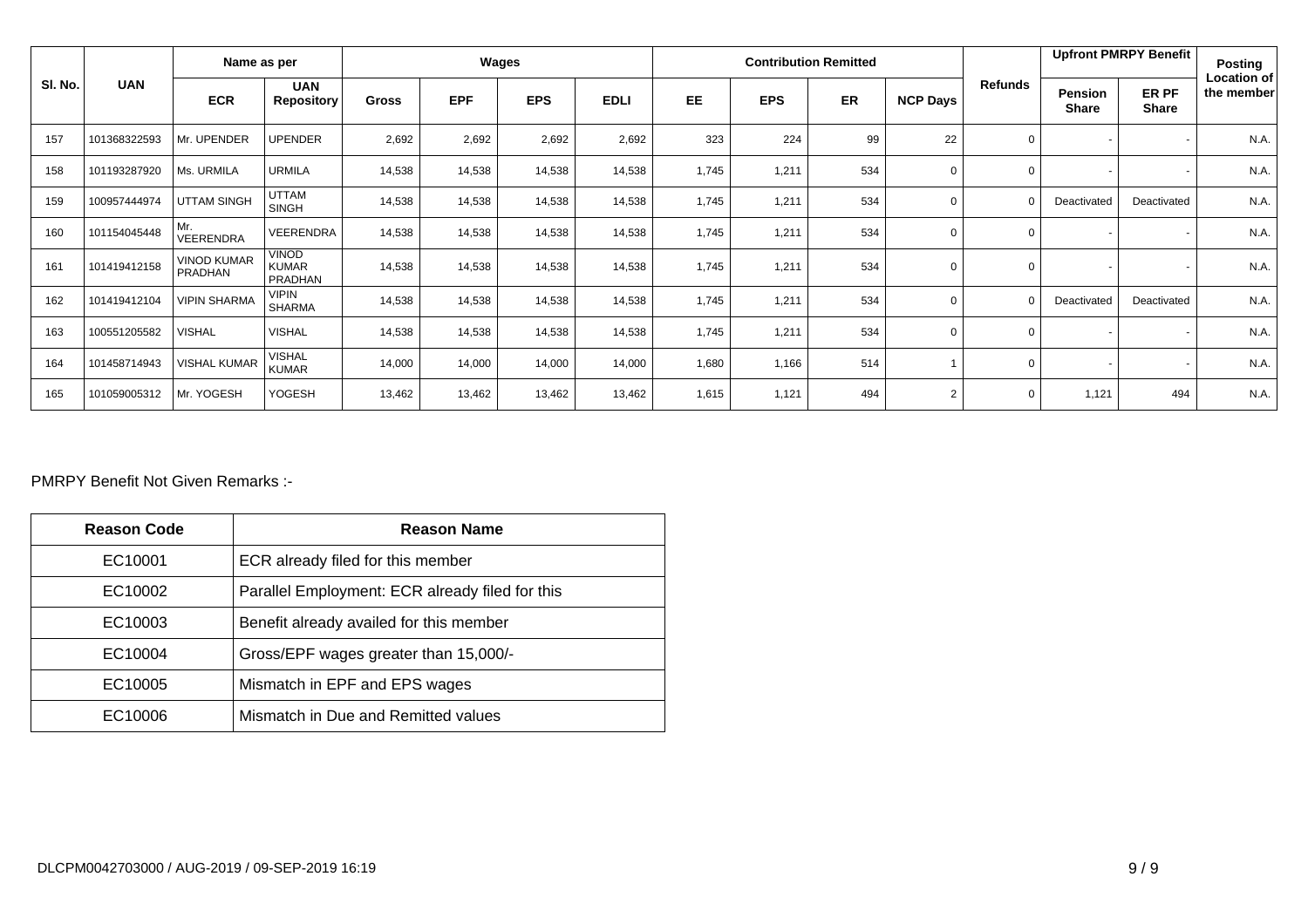| Sl. No. | UAN | Name as per | | Wages | | | | Contribution Remitted | | | | Refunds | Upfront PMRPY Benefit | | Posting Location of the member |
|---|---|---|---|---|---|---|---|---|---|---|---|---|---|---|---|
| | | ECR | UAN Repository | Gross | EPF | EPS | EDLI | EE | EPS | ER | NCP Days | | Pension Share | ER PF Share | |
| 157 | 101368322593 | Mr. UPENDER | UPENDER | 2,692 | 2,692 | 2,692 | 2,692 | 323 | 224 | 99 | 22 | 0 | - | - | N.A. |
| 158 | 101193287920 | Ms. URMILA | URMILA | 14,538 | 14,538 | 14,538 | 14,538 | 1,745 | 1,211 | 534 | 0 | 0 | - | - | N.A. |
| 159 | 100957444974 | UTTAM SINGH | UTTAM SINGH | 14,538 | 14,538 | 14,538 | 14,538 | 1,745 | 1,211 | 534 | 0 | 0 | Deactivated | Deactivated | N.A. |
| 160 | 101154045448 | Mr. VEERENDRA | VEERENDRA | 14,538 | 14,538 | 14,538 | 14,538 | 1,745 | 1,211 | 534 | 0 | 0 | - | - | N.A. |
| 161 | 101419412158 | VINOD KUMAR PRADHAN | VINOD KUMAR PRADHAN | 14,538 | 14,538 | 14,538 | 14,538 | 1,745 | 1,211 | 534 | 0 | 0 | - | - | N.A. |
| 162 | 101419412104 | VIPIN SHARMA | VIPIN SHARMA | 14,538 | 14,538 | 14,538 | 14,538 | 1,745 | 1,211 | 534 | 0 | 0 | Deactivated | Deactivated | N.A. |
| 163 | 100551205582 | VISHAL | VISHAL | 14,538 | 14,538 | 14,538 | 14,538 | 1,745 | 1,211 | 534 | 0 | 0 | - | - | N.A. |
| 164 | 101458714943 | VISHAL KUMAR | VISHAL KUMAR | 14,000 | 14,000 | 14,000 | 14,000 | 1,680 | 1,166 | 514 | 1 | 0 | - | - | N.A. |
| 165 | 101059005312 | Mr. YOGESH | YOGESH | 13,462 | 13,462 | 13,462 | 13,462 | 1,615 | 1,121 | 494 | 2 | 0 | 1,121 | 494 | N.A. |

PMRPY Benefit Not Given Remarks :-

| Reason Code | Reason Name |
|---|---|
| EC10001 | ECR already filed for this member |
| EC10002 | Parallel Employment: ECR already filed for this |
| EC10003 | Benefit already availed for this member |
| EC10004 | Gross/EPF wages greater than 15,000/- |
| EC10005 | Mismatch in EPF and EPS wages |
| EC10006 | Mismatch in Due and Remitted values |

DLCPM0042703000 / AUG-2019 / 09-SEP-2019 16:19